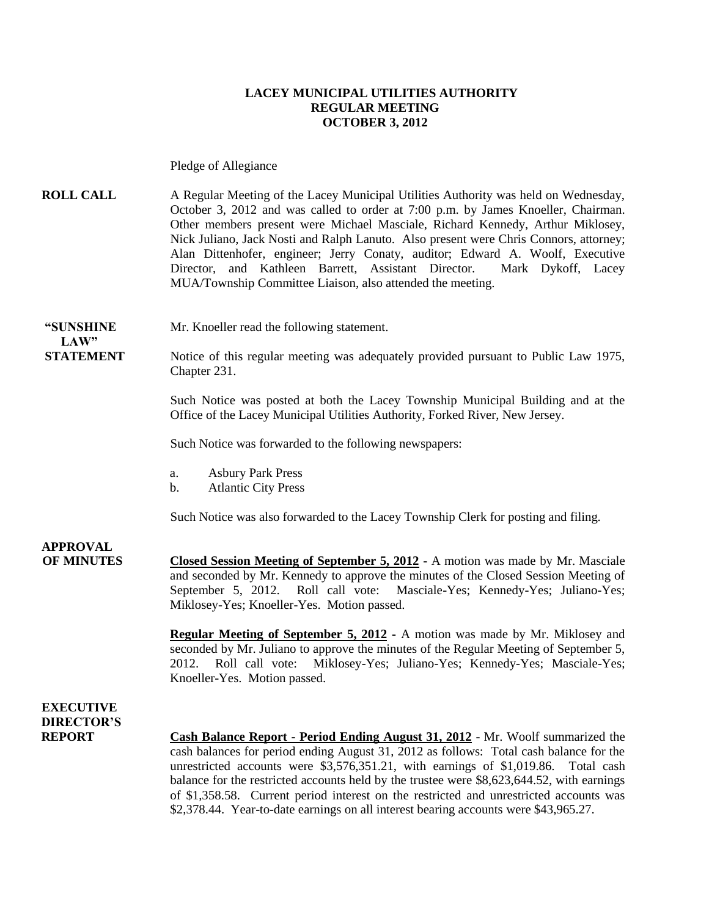# LACEY MUNICIPAL UTILITIES AUTHORITY
## REGULAR MEETING
## OCTOBER 3, 2012

Pledge of Allegiance

**ROLL CALL**

A Regular Meeting of the Lacey Municipal Utilities Authority was held on Wednesday, October 3, 2012 and was called to order at 7:00 p.m. by James Knoeller, Chairman. Other members present were Michael Masciale, Richard Kennedy, Arthur Miklosey, Nick Juliano, Jack Nosti and Ralph Lanuto. Also present were Chris Connors, attorney; Alan Dittenhofer, engineer; Jerry Conaty, auditor; Edward A. Woolf, Executive Director, and Kathleen Barrett, Assistant Director. Mark Dykoff, Lacey MUA/Township Committee Liaison, also attended the meeting.

**"SUNSHINE LAW" STATEMENT**

Mr. Knoeller read the following statement.

Notice of this regular meeting was adequately provided pursuant to Public Law 1975, Chapter 231.

Such Notice was posted at both the Lacey Township Municipal Building and at the Office of the Lacey Municipal Utilities Authority, Forked River, New Jersey.

Such Notice was forwarded to the following newspapers:

a. Asbury Park Press
b. Atlantic City Press

Such Notice was also forwarded to the Lacey Township Clerk for posting and filing.

**APPROVAL OF MINUTES**

**Closed Session Meeting of September 5, 2012** - A motion was made by Mr. Masciale and seconded by Mr. Kennedy to approve the minutes of the Closed Session Meeting of September 5, 2012. Roll call vote: Masciale-Yes; Kennedy-Yes; Juliano-Yes; Miklosey-Yes; Knoeller-Yes. Motion passed.

**Regular Meeting of September 5, 2012** - A motion was made by Mr. Miklosey and seconded by Mr. Juliano to approve the minutes of the Regular Meeting of September 5, 2012. Roll call vote: Miklosey-Yes; Juliano-Yes; Kennedy-Yes; Masciale-Yes; Knoeller-Yes. Motion passed.

**EXECUTIVE DIRECTOR'S REPORT**

**Cash Balance Report - Period Ending August 31, 2012** - Mr. Woolf summarized the cash balances for period ending August 31, 2012 as follows: Total cash balance for the unrestricted accounts were $3,576,351.21, with earnings of $1,019.86. Total cash balance for the restricted accounts held by the trustee were $8,623,644.52, with earnings of $1,358.58. Current period interest on the restricted and unrestricted accounts was $2,378.44. Year-to-date earnings on all interest bearing accounts were $43,965.27.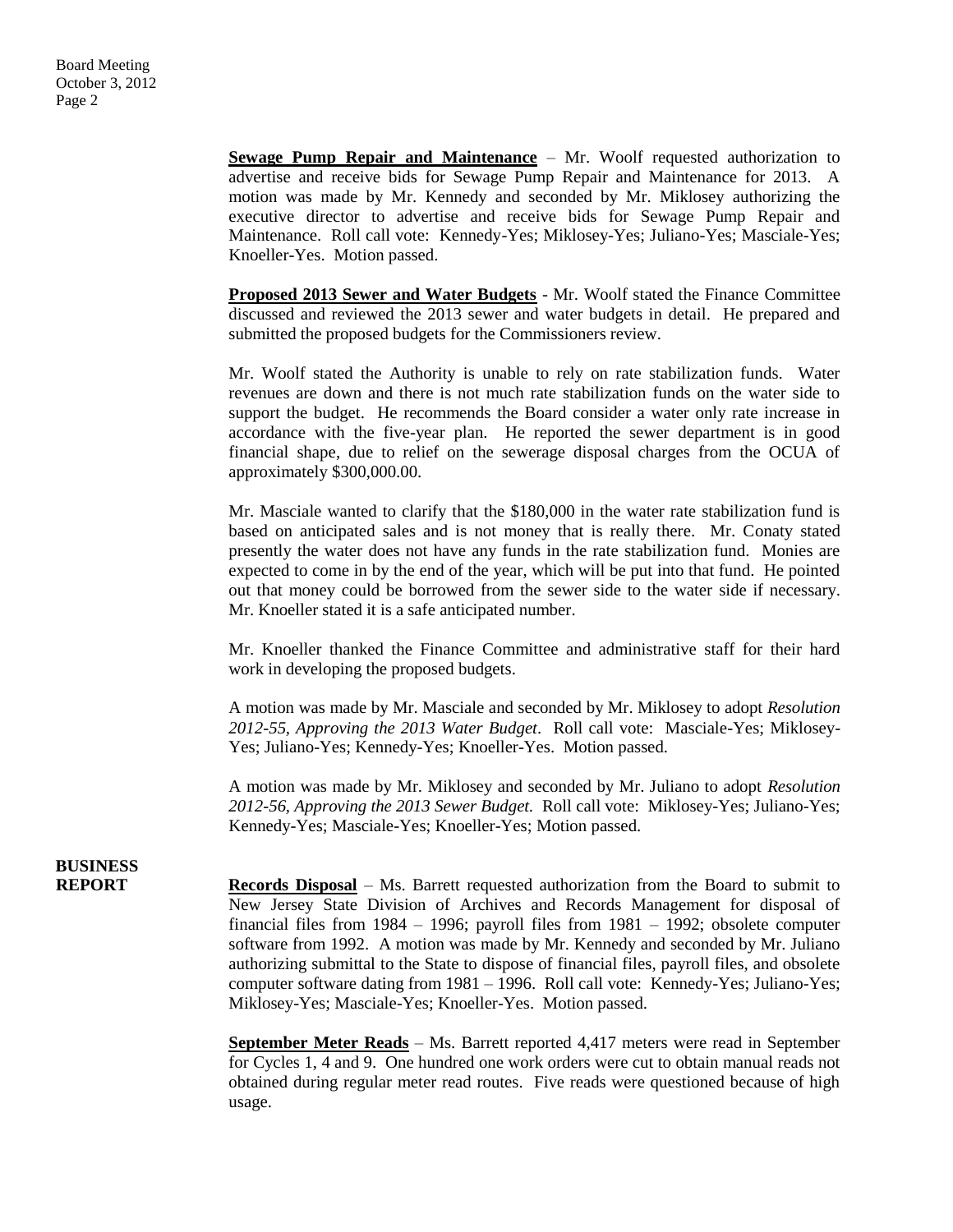**Sewage Pump Repair and Maintenance** – Mr. Woolf requested authorization to advertise and receive bids for Sewage Pump Repair and Maintenance for 2013. A motion was made by Mr. Kennedy and seconded by Mr. Miklosey authorizing the executive director to advertise and receive bids for Sewage Pump Repair and Maintenance. Roll call vote: Kennedy-Yes; Miklosey-Yes; Juliano-Yes; Masciale-Yes; Knoeller-Yes. Motion passed.

**Proposed 2013 Sewer and Water Budgets** - Mr. Woolf stated the Finance Committee discussed and reviewed the 2013 sewer and water budgets in detail. He prepared and submitted the proposed budgets for the Commissioners review.

Mr. Woolf stated the Authority is unable to rely on rate stabilization funds. Water revenues are down and there is not much rate stabilization funds on the water side to support the budget. He recommends the Board consider a water only rate increase in accordance with the five-year plan. He reported the sewer department is in good financial shape, due to relief on the sewerage disposal charges from the OCUA of approximately $300,000.00.

Mr. Masciale wanted to clarify that the $180,000 in the water rate stabilization fund is based on anticipated sales and is not money that is really there. Mr. Conaty stated presently the water does not have any funds in the rate stabilization fund. Monies are expected to come in by the end of the year, which will be put into that fund. He pointed out that money could be borrowed from the sewer side to the water side if necessary. Mr. Knoeller stated it is a safe anticipated number.

Mr. Knoeller thanked the Finance Committee and administrative staff for their hard work in developing the proposed budgets.

A motion was made by Mr. Masciale and seconded by Mr. Miklosey to adopt *Resolution 2012-55, Approving the 2013 Water Budget*. Roll call vote: Masciale-Yes; Miklosey-Yes; Juliano-Yes; Kennedy-Yes; Knoeller-Yes. Motion passed.

A motion was made by Mr. Miklosey and seconded by Mr. Juliano to adopt *Resolution 2012-56, Approving the 2013 Sewer Budget.* Roll call vote: Miklosey-Yes; Juliano-Yes; Kennedy-Yes; Masciale-Yes; Knoeller-Yes; Motion passed.

## BUSINESS REPORT

**Records Disposal** – Ms. Barrett requested authorization from the Board to submit to New Jersey State Division of Archives and Records Management for disposal of financial files from 1984 – 1996; payroll files from 1981 – 1992; obsolete computer software from 1992. A motion was made by Mr. Kennedy and seconded by Mr. Juliano authorizing submittal to the State to dispose of financial files, payroll files, and obsolete computer software dating from 1981 – 1996. Roll call vote: Kennedy-Yes; Juliano-Yes; Miklosey-Yes; Masciale-Yes; Knoeller-Yes. Motion passed.

**September Meter Reads** – Ms. Barrett reported 4,417 meters were read in September for Cycles 1, 4 and 9. One hundred one work orders were cut to obtain manual reads not obtained during regular meter read routes. Five reads were questioned because of high usage.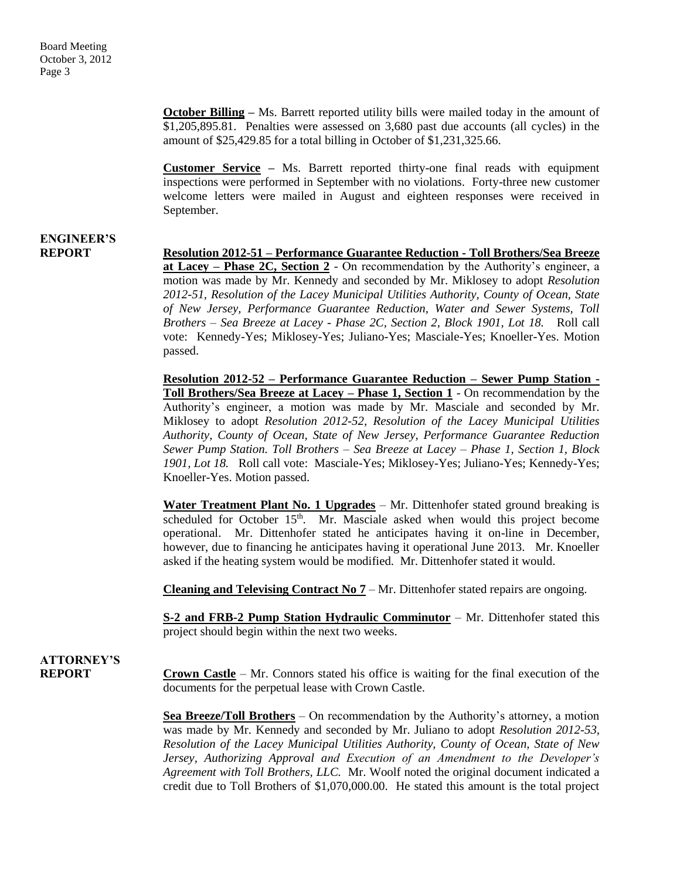**October Billing –** Ms. Barrett reported utility bills were mailed today in the amount of $1,205,895.81. Penalties were assessed on 3,680 past due accounts (all cycles) in the amount of $25,429.85 for a total billing in October of $1,231,325.66.

**Customer Service –** Ms. Barrett reported thirty-one final reads with equipment inspections were performed in September with no violations. Forty-three new customer welcome letters were mailed in August and eighteen responses were received in September.

## ENGINEER'S REPORT

**Resolution 2012-51 – Performance Guarantee Reduction - Toll Brothers/Sea Breeze at Lacey – Phase 2C, Section 2** - On recommendation by the Authority's engineer, a motion was made by Mr. Kennedy and seconded by Mr. Miklosey to adopt *Resolution 2012-51, Resolution of the Lacey Municipal Utilities Authority, County of Ocean, State of New Jersey, Performance Guarantee Reduction, Water and Sewer Systems, Toll Brothers – Sea Breeze at Lacey - Phase 2C, Section 2, Block 1901, Lot 18.* Roll call vote: Kennedy-Yes; Miklosey-Yes; Juliano-Yes; Masciale-Yes; Knoeller-Yes. Motion passed.

**Resolution 2012-52 – Performance Guarantee Reduction – Sewer Pump Station - Toll Brothers/Sea Breeze at Lacey – Phase 1, Section 1** - On recommendation by the Authority's engineer, a motion was made by Mr. Masciale and seconded by Mr. Miklosey to adopt *Resolution 2012-52, Resolution of the Lacey Municipal Utilities Authority, County of Ocean, State of New Jersey, Performance Guarantee Reduction Sewer Pump Station. Toll Brothers – Sea Breeze at Lacey – Phase 1, Section 1, Block 1901, Lot 18.* Roll call vote: Masciale-Yes; Miklosey-Yes; Juliano-Yes; Kennedy-Yes; Knoeller-Yes. Motion passed.

**Water Treatment Plant No. 1 Upgrades** – Mr. Dittenhofer stated ground breaking is scheduled for October 15th. Mr. Masciale asked when would this project become operational. Mr. Dittenhofer stated he anticipates having it on-line in December, however, due to financing he anticipates having it operational June 2013. Mr. Knoeller asked if the heating system would be modified. Mr. Dittenhofer stated it would.

**Cleaning and Televising Contract No 7** – Mr. Dittenhofer stated repairs are ongoing.

**S-2 and FRB-2 Pump Station Hydraulic Comminutor** – Mr. Dittenhofer stated this project should begin within the next two weeks.

## ATTORNEY'S REPORT

**Crown Castle** – Mr. Connors stated his office is waiting for the final execution of the documents for the perpetual lease with Crown Castle.

**Sea Breeze/Toll Brothers** – On recommendation by the Authority's attorney, a motion was made by Mr. Kennedy and seconded by Mr. Juliano to adopt *Resolution 2012-53, Resolution of the Lacey Municipal Utilities Authority, County of Ocean, State of New Jersey, Authorizing Approval and Execution of an Amendment to the Developer's Agreement with Toll Brothers, LLC.* Mr. Woolf noted the original document indicated a credit due to Toll Brothers of $1,070,000.00. He stated this amount is the total project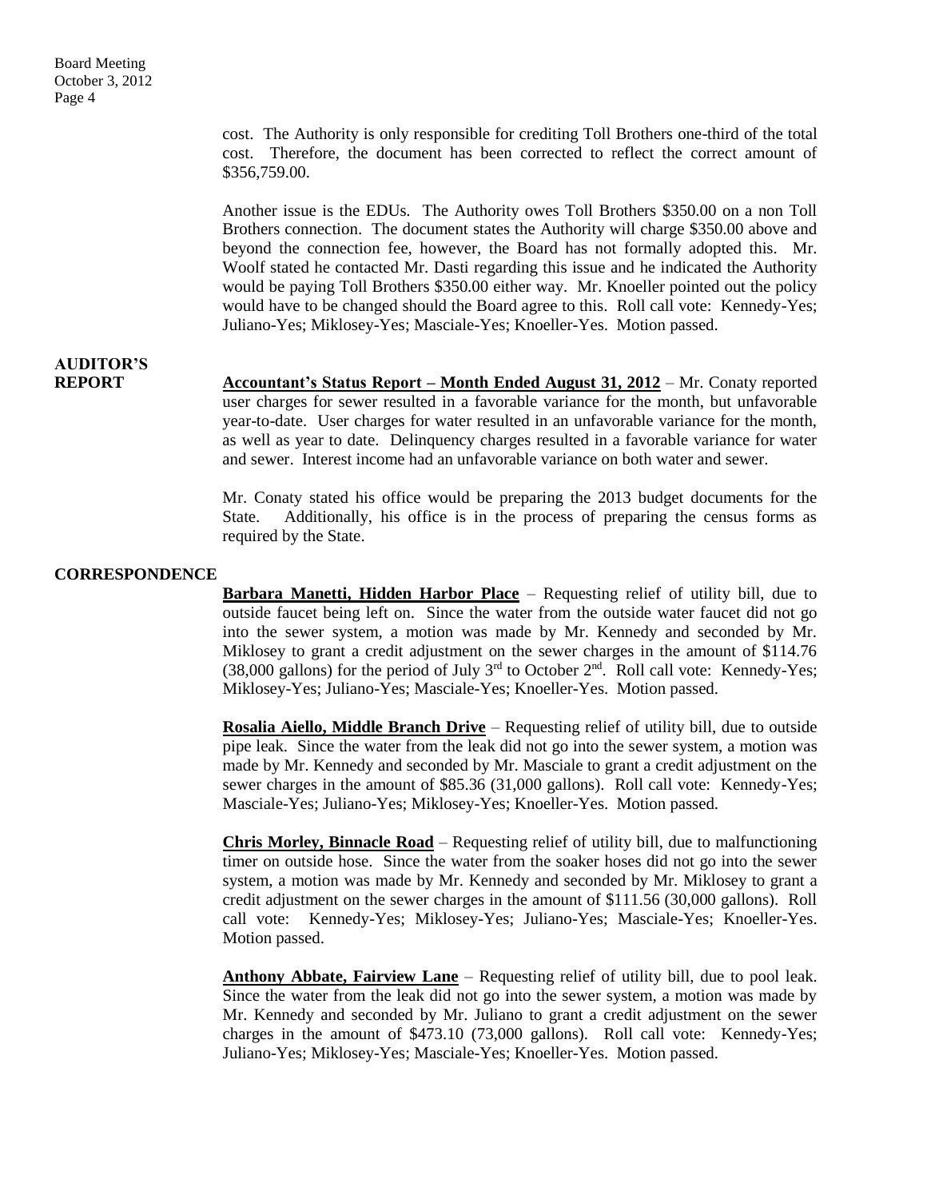cost. The Authority is only responsible for crediting Toll Brothers one-third of the total cost. Therefore, the document has been corrected to reflect the correct amount of $356,759.00.

Another issue is the EDUs. The Authority owes Toll Brothers $350.00 on a non Toll Brothers connection. The document states the Authority will charge $350.00 above and beyond the connection fee, however, the Board has not formally adopted this. Mr. Woolf stated he contacted Mr. Dasti regarding this issue and he indicated the Authority would be paying Toll Brothers $350.00 either way. Mr. Knoeller pointed out the policy would have to be changed should the Board agree to this. Roll call vote: Kennedy-Yes; Juliano-Yes; Miklosey-Yes; Masciale-Yes; Knoeller-Yes. Motion passed.

## AUDITOR'S REPORT

**Accountant's Status Report – Month Ended August 31, 2012** – Mr. Conaty reported user charges for sewer resulted in a favorable variance for the month, but unfavorable year-to-date. User charges for water resulted in an unfavorable variance for the month, as well as year to date. Delinquency charges resulted in a favorable variance for water and sewer. Interest income had an unfavorable variance on both water and sewer.

Mr. Conaty stated his office would be preparing the 2013 budget documents for the State. Additionally, his office is in the process of preparing the census forms as required by the State.

## CORRESPONDENCE

**Barbara Manetti, Hidden Harbor Place** – Requesting relief of utility bill, due to outside faucet being left on. Since the water from the outside water faucet did not go into the sewer system, a motion was made by Mr. Kennedy and seconded by Mr. Miklosey to grant a credit adjustment on the sewer charges in the amount of $114.76 (38,000 gallons) for the period of July 3rd to October 2nd. Roll call vote: Kennedy-Yes; Miklosey-Yes; Juliano-Yes; Masciale-Yes; Knoeller-Yes. Motion passed.

**Rosalia Aiello, Middle Branch Drive** – Requesting relief of utility bill, due to outside pipe leak. Since the water from the leak did not go into the sewer system, a motion was made by Mr. Kennedy and seconded by Mr. Masciale to grant a credit adjustment on the sewer charges in the amount of $85.36 (31,000 gallons). Roll call vote: Kennedy-Yes; Masciale-Yes; Juliano-Yes; Miklosey-Yes; Knoeller-Yes. Motion passed.

**Chris Morley, Binnacle Road** – Requesting relief of utility bill, due to malfunctioning timer on outside hose. Since the water from the soaker hoses did not go into the sewer system, a motion was made by Mr. Kennedy and seconded by Mr. Miklosey to grant a credit adjustment on the sewer charges in the amount of $111.56 (30,000 gallons). Roll call vote: Kennedy-Yes; Miklosey-Yes; Juliano-Yes; Masciale-Yes; Knoeller-Yes. Motion passed.

**Anthony Abbate, Fairview Lane** – Requesting relief of utility bill, due to pool leak. Since the water from the leak did not go into the sewer system, a motion was made by Mr. Kennedy and seconded by Mr. Juliano to grant a credit adjustment on the sewer charges in the amount of $473.10 (73,000 gallons). Roll call vote: Kennedy-Yes; Juliano-Yes; Miklosey-Yes; Masciale-Yes; Knoeller-Yes. Motion passed.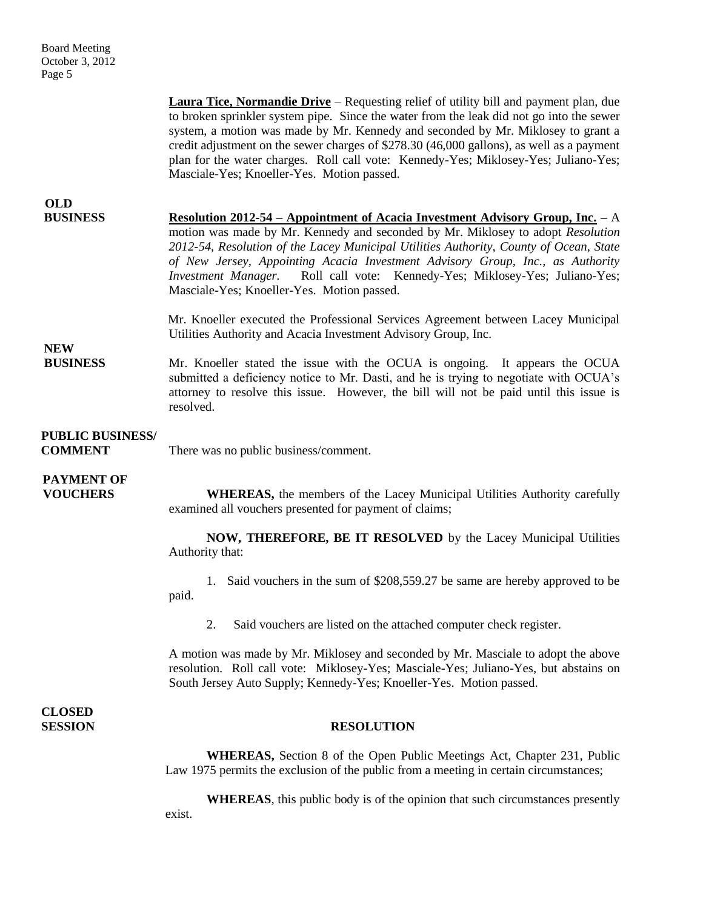**Laura Tice, Normandie Drive** – Requesting relief of utility bill and payment plan, due to broken sprinkler system pipe. Since the water from the leak did not go into the sewer system, a motion was made by Mr. Kennedy and seconded by Mr. Miklosey to grant a credit adjustment on the sewer charges of $278.30 (46,000 gallons), as well as a payment plan for the water charges. Roll call vote: Kennedy-Yes; Miklosey-Yes; Juliano-Yes; Masciale-Yes; Knoeller-Yes. Motion passed.

**OLD BUSINESS**

**Resolution 2012-54 – Appointment of Acacia Investment Advisory Group, Inc.** – A motion was made by Mr. Kennedy and seconded by Mr. Miklosey to adopt *Resolution 2012-54, Resolution of the Lacey Municipal Utilities Authority, County of Ocean, State of New Jersey, Appointing Acacia Investment Advisory Group, Inc., as Authority Investment Manager.* Roll call vote: Kennedy-Yes; Miklosey-Yes; Juliano-Yes; Masciale-Yes; Knoeller-Yes. Motion passed.

Mr. Knoeller executed the Professional Services Agreement between Lacey Municipal Utilities Authority and Acacia Investment Advisory Group, Inc.

**NEW BUSINESS**

Mr. Knoeller stated the issue with the OCUA is ongoing. It appears the OCUA submitted a deficiency notice to Mr. Dasti, and he is trying to negotiate with OCUA's attorney to resolve this issue. However, the bill will not be paid until this issue is resolved.

**PUBLIC BUSINESS/ COMMENT**

There was no public business/comment.

**PAYMENT OF VOUCHERS**

**WHEREAS,** the members of the Lacey Municipal Utilities Authority carefully examined all vouchers presented for payment of claims;

**NOW, THEREFORE, BE IT RESOLVED** by the Lacey Municipal Utilities Authority that:

1. Said vouchers in the sum of $208,559.27 be same are hereby approved to be paid.
2. Said vouchers are listed on the attached computer check register.

A motion was made by Mr. Miklosey and seconded by Mr. Masciale to adopt the above resolution. Roll call vote: Miklosey-Yes; Masciale-Yes; Juliano-Yes, but abstains on South Jersey Auto Supply; Kennedy-Yes; Knoeller-Yes. Motion passed.

**CLOSED SESSION**

**RESOLUTION**

**WHEREAS,** Section 8 of the Open Public Meetings Act, Chapter 231, Public Law 1975 permits the exclusion of the public from a meeting in certain circumstances;

**WHEREAS**, this public body is of the opinion that such circumstances presently exist.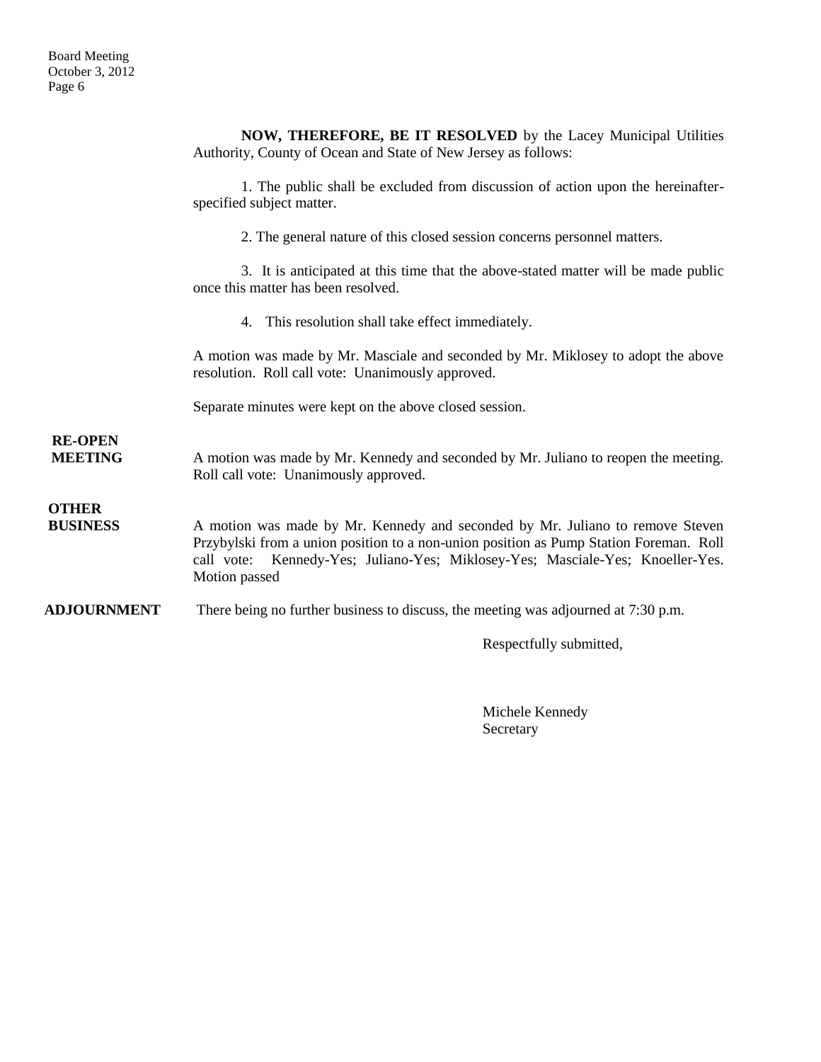**NOW, THEREFORE, BE IT RESOLVED** by the Lacey Municipal Utilities Authority, County of Ocean and State of New Jersey as follows:

1. The public shall be excluded from discussion of action upon the hereinafter-specified subject matter.

2. The general nature of this closed session concerns personnel matters.

3. It is anticipated at this time that the above-stated matter will be made public once this matter has been resolved.

4. This resolution shall take effect immediately.

A motion was made by Mr. Masciale and seconded by Mr. Miklosey to adopt the above resolution. Roll call vote: Unanimously approved.

Separate minutes were kept on the above closed session.

**RE-OPEN MEETING**

A motion was made by Mr. Kennedy and seconded by Mr. Juliano to reopen the meeting. Roll call vote: Unanimously approved.

**OTHER BUSINESS**

A motion was made by Mr. Kennedy and seconded by Mr. Juliano to remove Steven Przybylski from a union position to a non-union position as Pump Station Foreman. Roll call vote: Kennedy-Yes; Juliano-Yes; Miklosey-Yes; Masciale-Yes; Knoeller-Yes. Motion passed

**ADJOURNMENT**

There being no further business to discuss, the meeting was adjourned at 7:30 p.m.

Respectfully submitted,

Michele Kennedy
Secretary